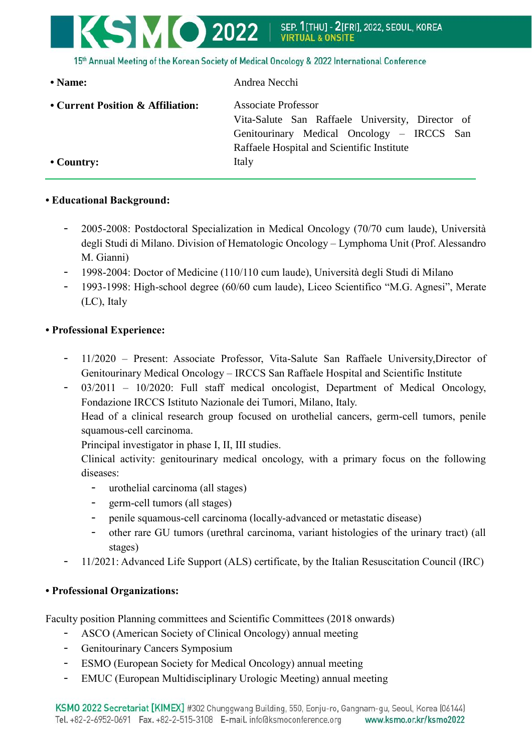- **Name:** Andrea Necchi
- **Current Position & Affiliation:** Associate Professor  
  Vita-Salute San Raffaele University, Director of Genitourinary Medical Oncology – IRCCS San Raffaele Hospital and Scientific Institute
- **Country:** Italy

---

**• Educational Background:**

- 2005-2008: Postdoctoral Specialization in Medical Oncology (70/70 cum laude), Università degli Studi di Milano. Division of Hematologic Oncology – Lymphoma Unit (Prof. Alessandro M. Gianni)
- 1998-2004: Doctor of Medicine (110/110 cum laude), Università degli Studi di Milano
- 1993-1998: High-school degree (60/60 cum laude), Liceo Scientifico "M.G. Agnesi", Merate (LC), Italy

**• Professional Experience:**

- 11/2020 – Present: Associate Professor, Vita-Salute San Raffaele University,Director of Genitourinary Medical Oncology – IRCCS San Raffaele Hospital and Scientific Institute
- 03/2011 – 10/2020: Full staff medical oncologist, Department of Medical Oncology, Fondazione IRCCS Istituto Nazionale dei Tumori, Milano, Italy.  
  Head of a clinical research group focused on urothelial cancers, germ-cell tumors, penile squamous-cell carcinoma.  
  Principal investigator in phase I, II, III studies.  
  Clinical activity: genitourinary medical oncology, with a primary focus on the following diseases:
  - urothelial carcinoma (all stages)
  - germ-cell tumors (all stages)
  - penile squamous-cell carcinoma (locally-advanced or metastatic disease)
  - other rare GU tumors (urethral carcinoma, variant histologies of the urinary tract) (all stages)
- 11/2021: Advanced Life Support (ALS) certificate, by the Italian Resuscitation Council (IRC)

**• Professional Organizations:**

Faculty position Planning committees and Scientific Committees (2018 onwards)

- ASCO (American Society of Clinical Oncology) annual meeting
- Genitourinary Cancers Symposium
- ESMO (European Society for Medical Oncology) annual meeting
- EMUC (European Multidisciplinary Urologic Meeting) annual meeting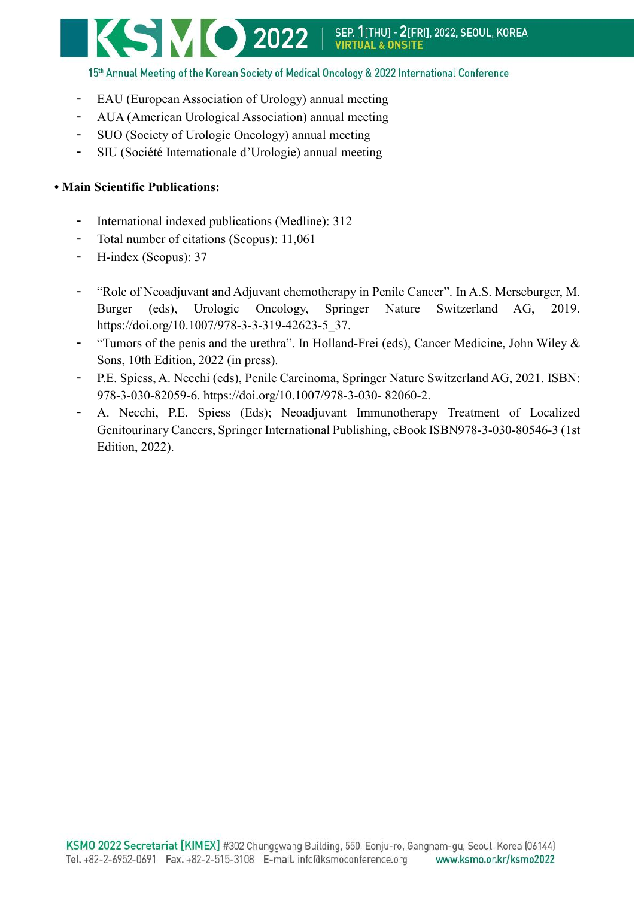- EAU (European Association of Urology) annual meeting
- AUA (American Urological Association) annual meeting
- SUO (Society of Urologic Oncology) annual meeting
- SIU (Société Internationale d'Urologie) annual meeting

**• Main Scientific Publications:**

- International indexed publications (Medline): 312
- Total number of citations (Scopus): 11,061
- H-index (Scopus): 37

- "Role of Neoadjuvant and Adjuvant chemotherapy in Penile Cancer". In A.S. Merseburger, M. Burger (eds), Urologic Oncology, Springer Nature Switzerland AG, 2019. https://doi.org/10.1007/978-3-3-319-42623-5_37.
- "Tumors of the penis and the urethra". In Holland-Frei (eds), Cancer Medicine, John Wiley & Sons, 10th Edition, 2022 (in press).
- P.E. Spiess, A. Necchi (eds), Penile Carcinoma, Springer Nature Switzerland AG, 2021. ISBN: 978-3-030-82059-6. https://doi.org/10.1007/978-3-030- 82060-2.
- A. Necchi, P.E. Spiess (Eds); Neoadjuvant Immunotherapy Treatment of Localized Genitourinary Cancers, Springer International Publishing, eBook ISBN978-3-030-80546-3 (1st Edition, 2022).